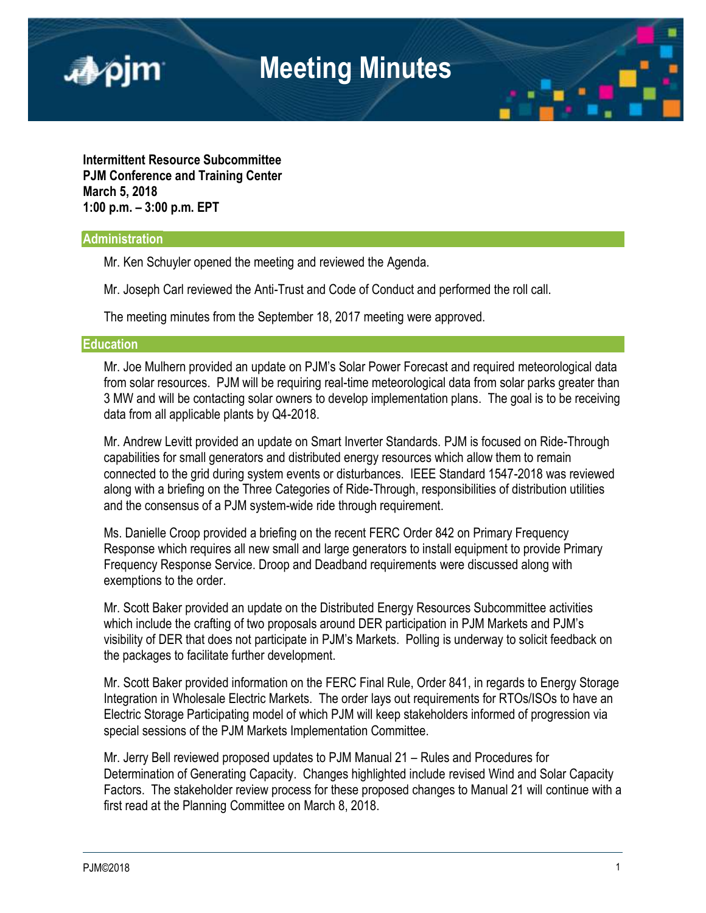# Meeting Minutes

**Intermittent Resource Subcommittee**
**PJM Conference and Training Center**
**March 5, 2018**
**1:00 p.m. – 3:00 p.m. EPT**

## Administration

Mr. Ken Schuyler opened the meeting and reviewed the Agenda.

Mr. Joseph Carl reviewed the Anti-Trust and Code of Conduct and performed the roll call.

The meeting minutes from the September 18, 2017 meeting were approved.

## Education

Mr. Joe Mulhern provided an update on PJM's Solar Power Forecast and required meteorological data from solar resources. PJM will be requiring real-time meteorological data from solar parks greater than 3 MW and will be contacting solar owners to develop implementation plans. The goal is to be receiving data from all applicable plants by Q4-2018.

Mr. Andrew Levitt provided an update on Smart Inverter Standards. PJM is focused on Ride-Through capabilities for small generators and distributed energy resources which allow them to remain connected to the grid during system events or disturbances. IEEE Standard 1547-2018 was reviewed along with a briefing on the Three Categories of Ride-Through, responsibilities of distribution utilities and the consensus of a PJM system-wide ride through requirement.

Ms. Danielle Croop provided a briefing on the recent FERC Order 842 on Primary Frequency Response which requires all new small and large generators to install equipment to provide Primary Frequency Response Service. Droop and Deadband requirements were discussed along with exemptions to the order.

Mr. Scott Baker provided an update on the Distributed Energy Resources Subcommittee activities which include the crafting of two proposals around DER participation in PJM Markets and PJM's visibility of DER that does not participate in PJM's Markets. Polling is underway to solicit feedback on the packages to facilitate further development.

Mr. Scott Baker provided information on the FERC Final Rule, Order 841, in regards to Energy Storage Integration in Wholesale Electric Markets. The order lays out requirements for RTOs/ISOs to have an Electric Storage Participating model of which PJM will keep stakeholders informed of progression via special sessions of the PJM Markets Implementation Committee.

Mr. Jerry Bell reviewed proposed updates to PJM Manual 21 – Rules and Procedures for Determination of Generating Capacity. Changes highlighted include revised Wind and Solar Capacity Factors. The stakeholder review process for these proposed changes to Manual 21 will continue with a first read at the Planning Committee on March 8, 2018.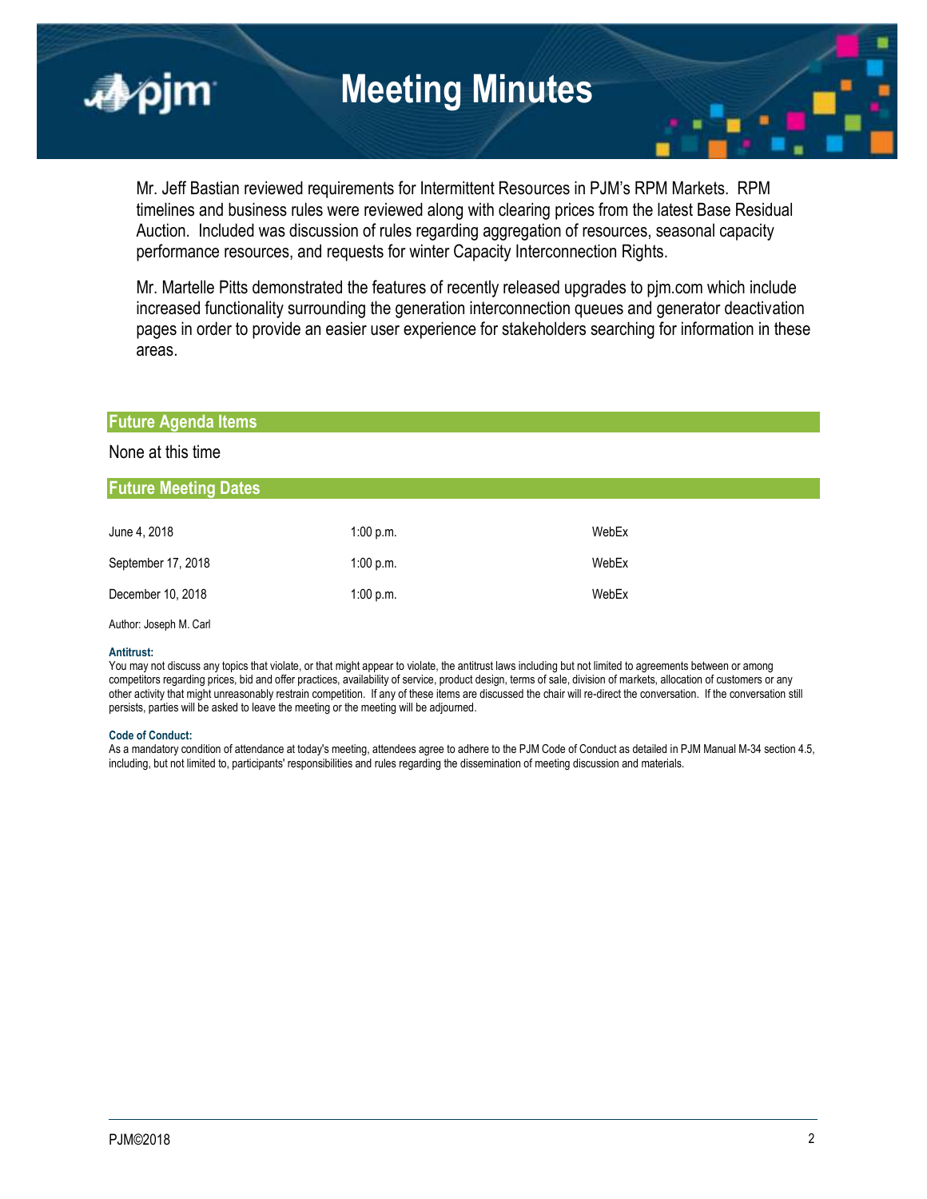Mr. Jeff Bastian reviewed requirements for Intermittent Resources in PJM's RPM Markets. RPM timelines and business rules were reviewed along with clearing prices from the latest Base Residual Auction. Included was discussion of rules regarding aggregation of resources, seasonal capacity performance resources, and requests for winter Capacity Interconnection Rights.

Mr. Martelle Pitts demonstrated the features of recently released upgrades to pjm.com which include increased functionality surrounding the generation interconnection queues and generator deactivation pages in order to provide an easier user experience for stakeholders searching for information in these areas.

## Future Agenda Items

None at this time

## Future Meeting Dates

| | | |
|---|---|---|
| June 4, 2018 | 1:00 p.m. | WebEx |
| September 17, 2018 | 1:00 p.m. | WebEx |
| December 10, 2018 | 1:00 p.m. | WebEx |

Author: Joseph M. Carl

**Antitrust:**
You may not discuss any topics that violate, or that might appear to violate, the antitrust laws including but not limited to agreements between or among competitors regarding prices, bid and offer practices, availability of service, product design, terms of sale, division of markets, allocation of customers or any other activity that might unreasonably restrain competition. If any of these items are discussed the chair will re-direct the conversation. If the conversation still persists, parties will be asked to leave the meeting or the meeting will be adjourned.

**Code of Conduct:**
As a mandatory condition of attendance at today's meeting, attendees agree to adhere to the PJM Code of Conduct as detailed in PJM Manual M-34 section 4.5, including, but not limited to, participants' responsibilities and rules regarding the dissemination of meeting discussion and materials.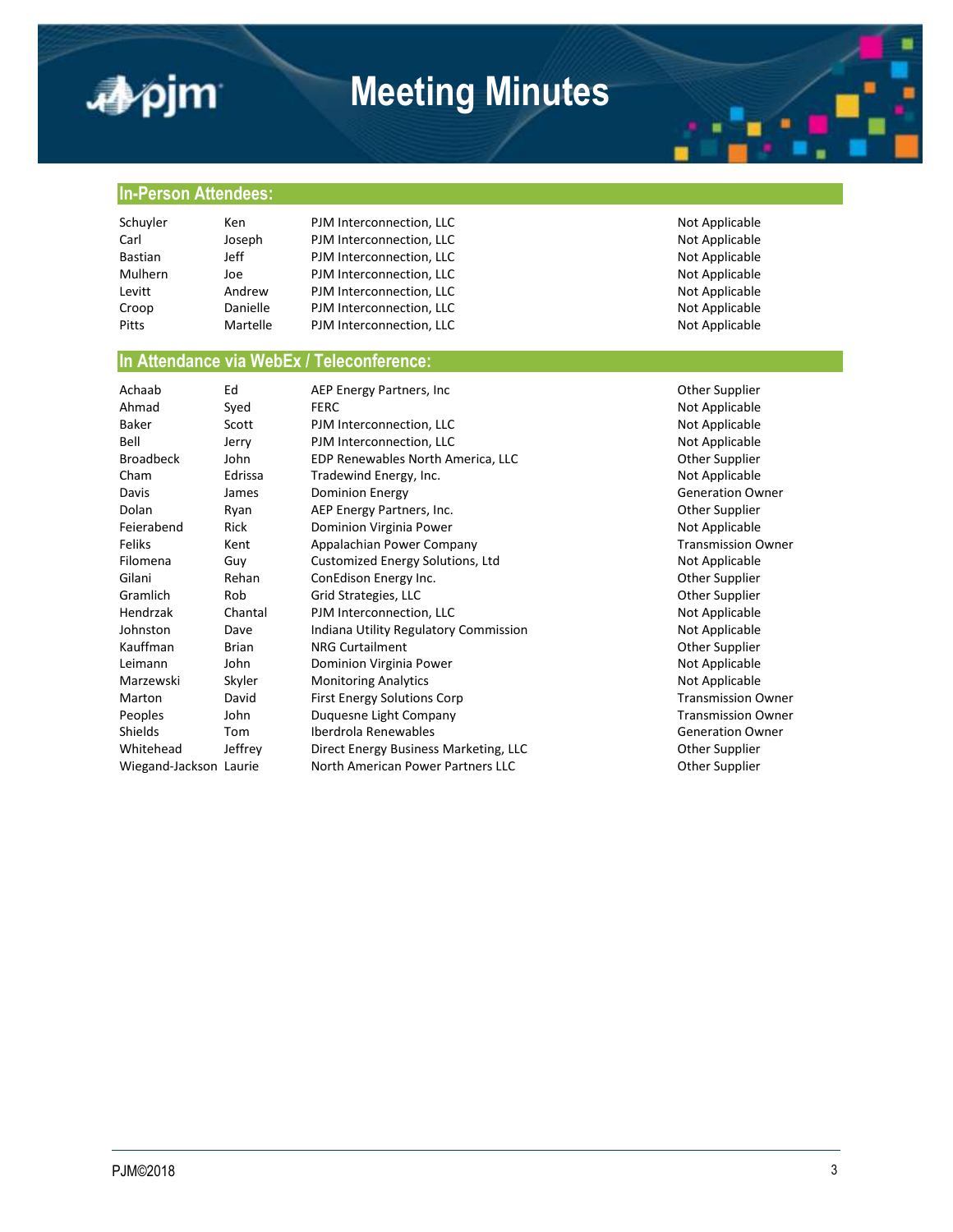## In-Person Attendees:

| | | | |
|---|---|---|---|
| Schuyler | Ken | PJM Interconnection, LLC | Not Applicable |
| Carl | Joseph | PJM Interconnection, LLC | Not Applicable |
| Bastian | Jeff | PJM Interconnection, LLC | Not Applicable |
| Mulhern | Joe | PJM Interconnection, LLC | Not Applicable |
| Levitt | Andrew | PJM Interconnection, LLC | Not Applicable |
| Croop | Danielle | PJM Interconnection, LLC | Not Applicable |
| Pitts | Martelle | PJM Interconnection, LLC | Not Applicable |

## In Attendance via WebEx / Teleconference:

| | | | |
|---|---|---|---|
| Achaab | Ed | AEP Energy Partners, Inc | Other Supplier |
| Ahmad | Syed | FERC | Not Applicable |
| Baker | Scott | PJM Interconnection, LLC | Not Applicable |
| Bell | Jerry | PJM Interconnection, LLC | Not Applicable |
| Broadbeck | John | EDP Renewables North America, LLC | Other Supplier |
| Cham | Edrissa | Tradewind Energy, Inc. | Not Applicable |
| Davis | James | Dominion Energy | Generation Owner |
| Dolan | Ryan | AEP Energy Partners, Inc. | Other Supplier |
| Feierabend | Rick | Dominion Virginia Power | Not Applicable |
| Feliks | Kent | Appalachian Power Company | Transmission Owner |
| Filomena | Guy | Customized Energy Solutions, Ltd | Not Applicable |
| Gilani | Rehan | ConEdison Energy Inc. | Other Supplier |
| Gramlich | Rob | Grid Strategies, LLC | Other Supplier |
| Hendrzak | Chantal | PJM Interconnection, LLC | Not Applicable |
| Johnston | Dave | Indiana Utility Regulatory Commission | Not Applicable |
| Kauffman | Brian | NRG Curtailment | Other Supplier |
| Leimann | John | Dominion Virginia Power | Not Applicable |
| Marzewski | Skyler | Monitoring Analytics | Not Applicable |
| Marton | David | First Energy Solutions Corp | Transmission Owner |
| Peoples | John | Duquesne Light Company | Transmission Owner |
| Shields | Tom | Iberdrola Renewables | Generation Owner |
| Whitehead | Jeffrey | Direct Energy Business Marketing, LLC | Other Supplier |
| Wiegand-Jackson | Laurie | North American Power Partners LLC | Other Supplier |